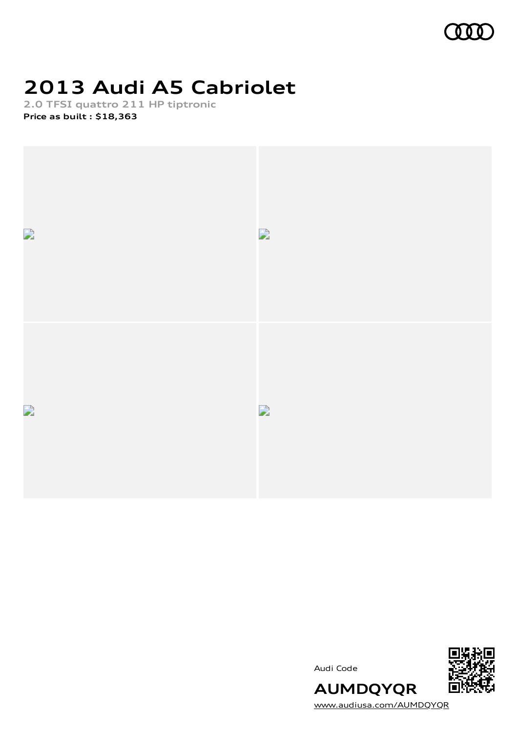# 2013 Audi A5 Cabriolet

**2.0 TFSI quattro 211 HP tiptronic**

**Price as built : $18,363**

Audi Code

**AUMDQYQR**

www.audiusa.com/AUMDQYQR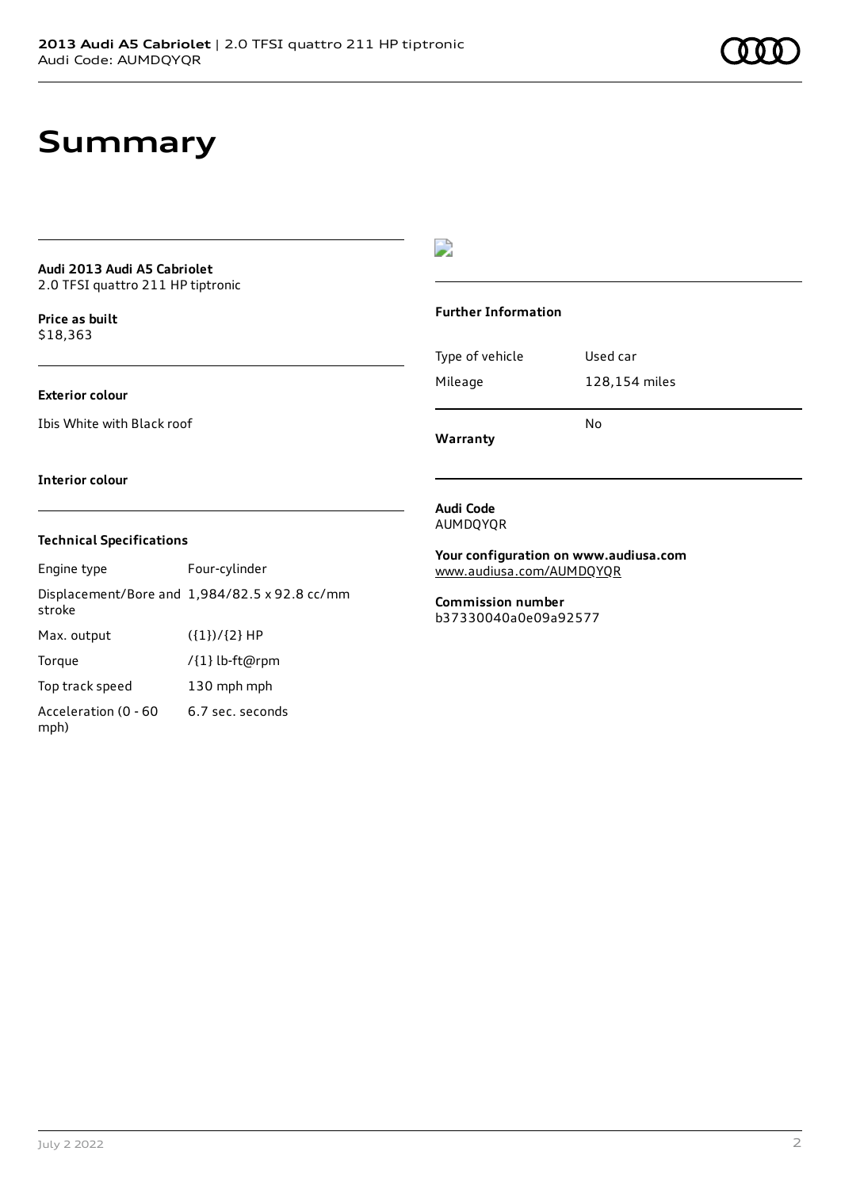# Summary

**Audi 2013 Audi A5 Cabriolet**
2.0 TFSI quattro 211 HP tiptronic

**Price as built**
$18,363

**Exterior colour**

Ibis White with Black roof

**Interior colour**

### Technical Specifications

| | |
|---|---|
| Engine type | Four-cylinder |
| Displacement/Bore and stroke | 1,984/82.5 x 92.8 cc/mm |
| Max. output | ({1})/{2} HP |
| Torque | /{1} lb-ft@rpm |
| Top track speed | 130 mph mph |
| Acceleration (0 - 60 mph) | 6.7 sec. seconds |

### Further Information

| | |
|---|---|
| Type of vehicle | Used car |
| Mileage | 128,154 miles |
| **Warranty** | No |

**Audi Code**
AUMDQYQR

**Your configuration on www.audiusa.com**
www.audiusa.com/AUMDQYQR

**Commission number**
b37330040a0e09a92577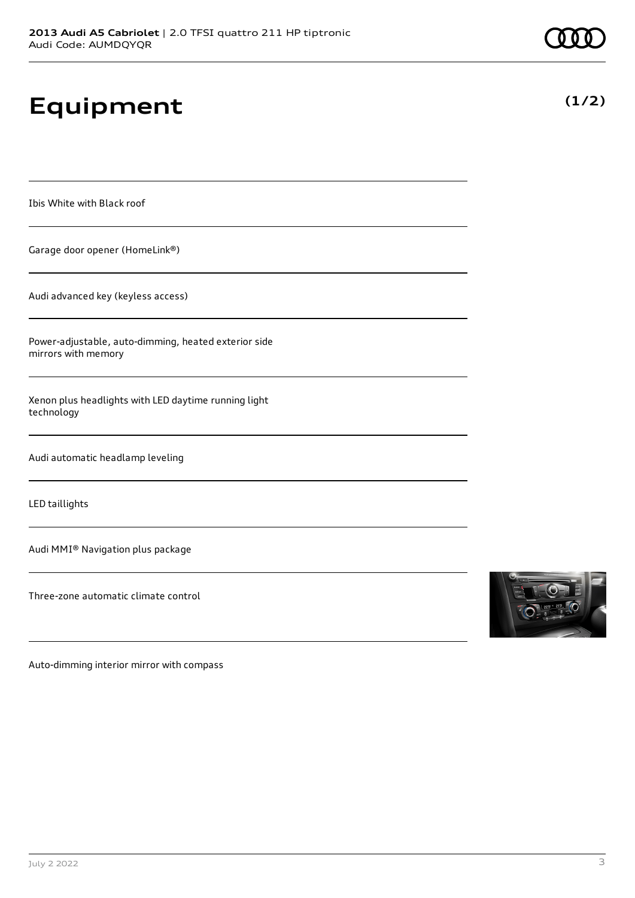# Equipment

**(1/2)**

Ibis White with Black roof

Garage door opener (HomeLink®)

Audi advanced key (keyless access)

Power-adjustable, auto-dimming, heated exterior side mirrors with memory

Xenon plus headlights with LED daytime running light technology

Audi automatic headlamp leveling

LED taillights

Audi MMI® Navigation plus package

Three-zone automatic climate control

Auto-dimming interior mirror with compass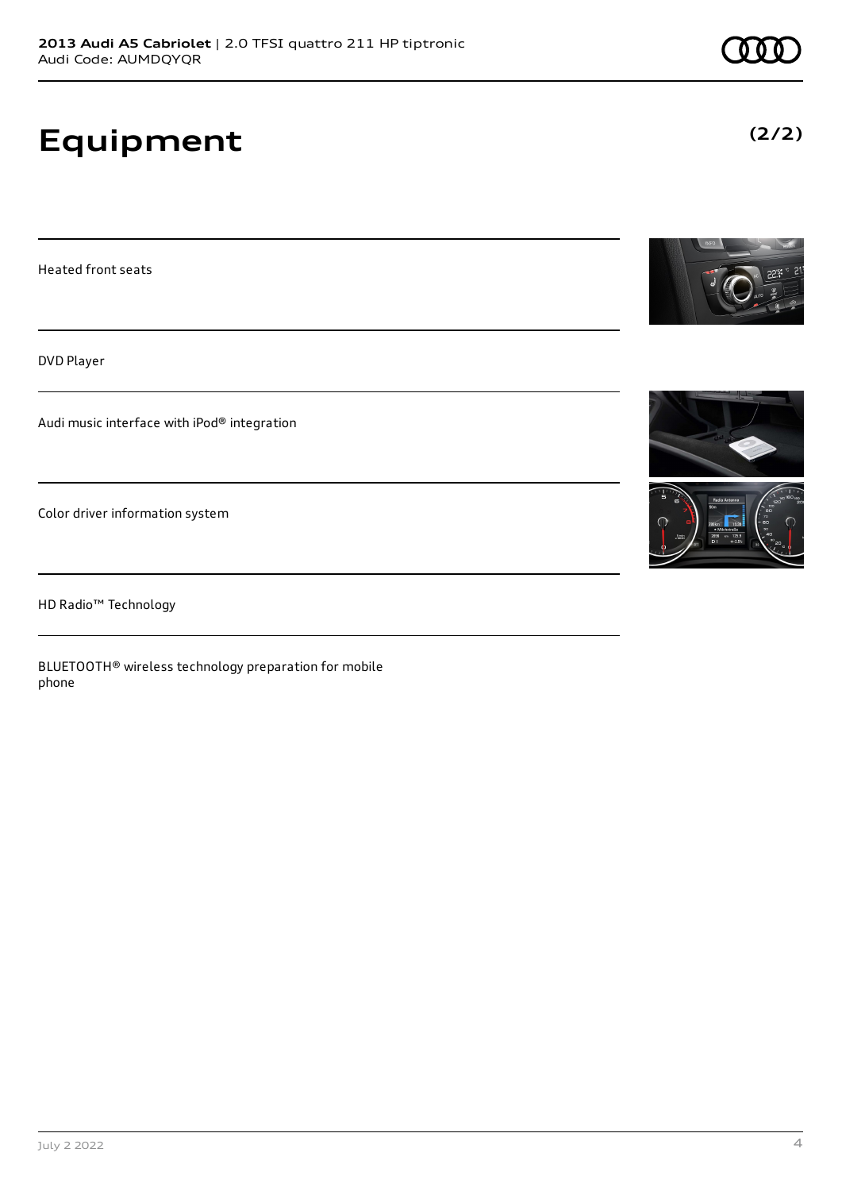# Equipment

(2/2)

Heated front seats

DVD Player

Audi music interface with iPod® integration

Color driver information system

HD Radio™ Technology

BLUETOOTH® wireless technology preparation for mobile phone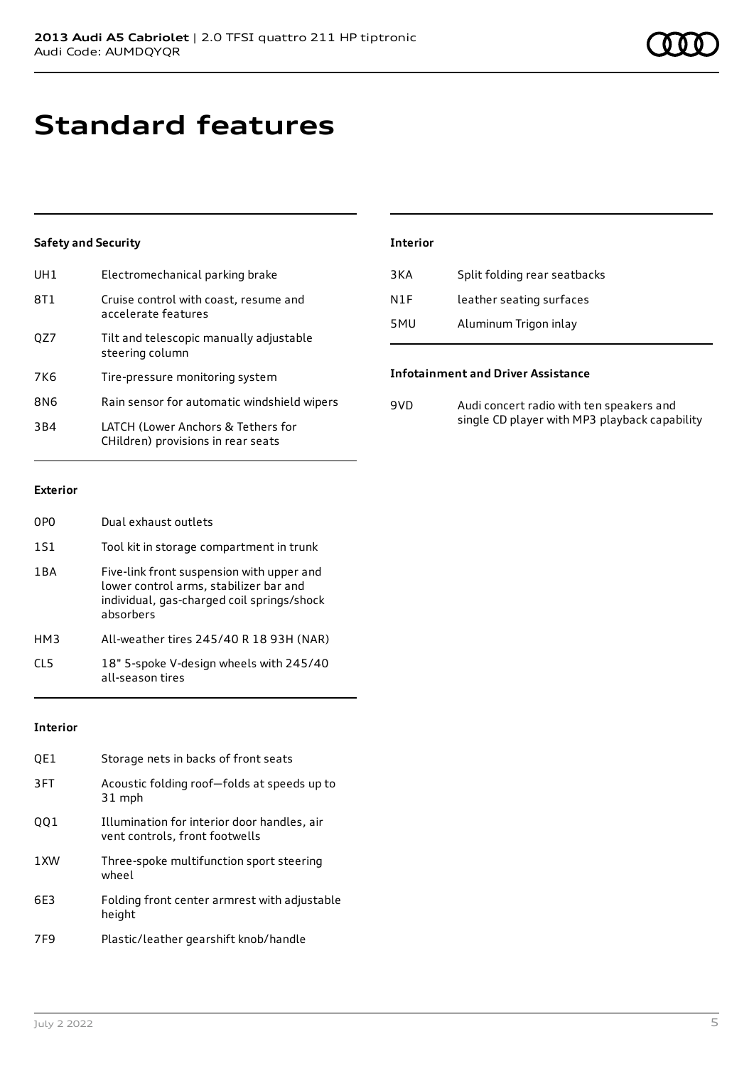# Standard features

### Safety and Security

| | |
|---|---|
| UH1 | Electromechanical parking brake |
| 8T1 | Cruise control with coast, resume and accelerate features |
| QZ7 | Tilt and telescopic manually adjustable steering column |
| 7K6 | Tire-pressure monitoring system |
| 8N6 | Rain sensor for automatic windshield wipers |
| 3B4 | LATCH (Lower Anchors & Tethers for CHildren) provisions in rear seats |

### Exterior

| | |
|---|---|
| 0P0 | Dual exhaust outlets |
| 1S1 | Tool kit in storage compartment in trunk |
| 1BA | Five-link front suspension with upper and lower control arms, stabilizer bar and individual, gas-charged coil springs/shock absorbers |
| HM3 | All-weather tires 245/40 R 18 93H (NAR) |
| CL5 | 18" 5-spoke V-design wheels with 245/40 all-season tires |

### Interior

| | |
|---|---|
| QE1 | Storage nets in backs of front seats |
| 3FT | Acoustic folding roof—folds at speeds up to 31 mph |
| QQ1 | Illumination for interior door handles, air vent controls, front footwells |
| 1XW | Three-spoke multifunction sport steering wheel |
| 6E3 | Folding front center armrest with adjustable height |
| 7F9 | Plastic/leather gearshift knob/handle |

### Interior

| | |
|---|---|
| 3KA | Split folding rear seatbacks |
| N1F | leather seating surfaces |
| 5MU | Aluminum Trigon inlay |

### Infotainment and Driver Assistance

| | |
|---|---|
| 9VD | Audi concert radio with ten speakers and single CD player with MP3 playback capability |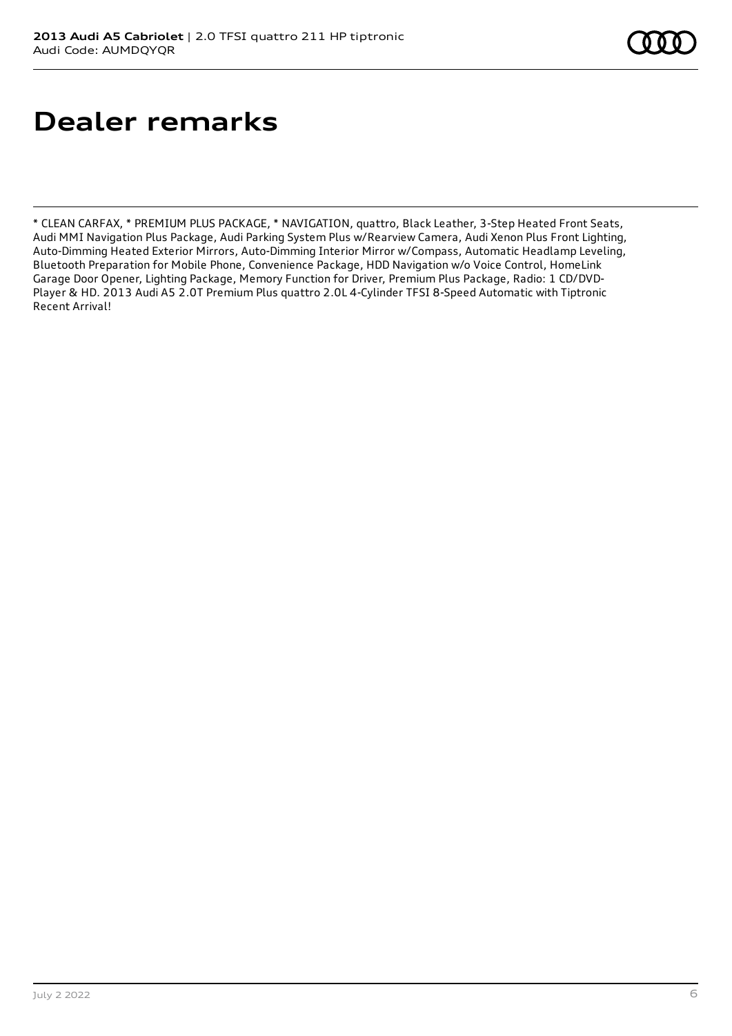# Dealer remarks

* CLEAN CARFAX, * PREMIUM PLUS PACKAGE, * NAVIGATION, quattro, Black Leather, 3-Step Heated Front Seats, Audi MMI Navigation Plus Package, Audi Parking System Plus w/Rearview Camera, Audi Xenon Plus Front Lighting, Auto-Dimming Heated Exterior Mirrors, Auto-Dimming Interior Mirror w/Compass, Automatic Headlamp Leveling, Bluetooth Preparation for Mobile Phone, Convenience Package, HDD Navigation w/o Voice Control, HomeLink Garage Door Opener, Lighting Package, Memory Function for Driver, Premium Plus Package, Radio: 1 CD/DVD-Player & HD. 2013 Audi A5 2.0T Premium Plus quattro 2.0L 4-Cylinder TFSI 8-Speed Automatic with Tiptronic Recent Arrival!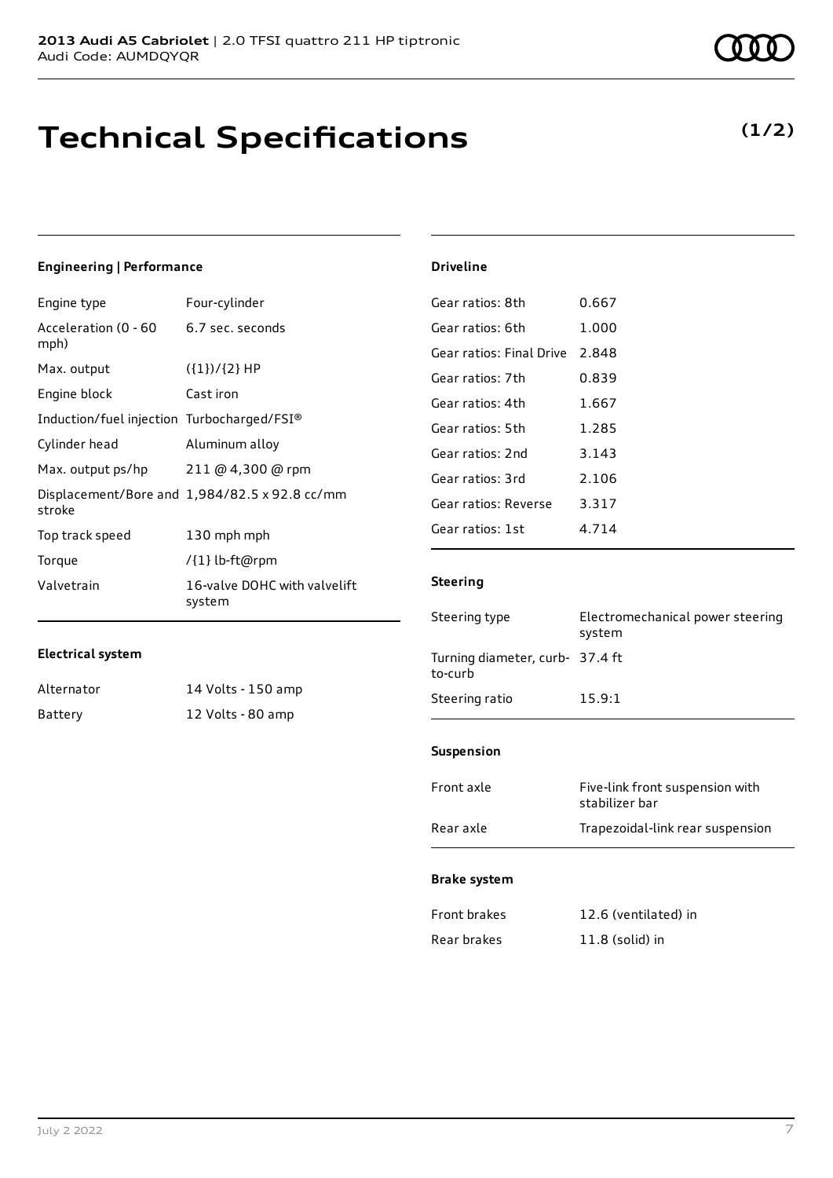**2013 Audi A5 Cabriolet** | 2.0 TFSI quattro 211 HP tiptronic
Audi Code: AUMDQYQR

# Technical Specifications

**(1/2)**

### Engineering | Performance

| | |
|---|---|
| Engine type | Four-cylinder |
| Acceleration (0 - 60 mph) | 6.7 sec. seconds |
| Max. output | ({1})/{2} HP |
| Engine block | Cast iron |
| Induction/fuel injection | Turbocharged/FSI® |
| Cylinder head | Aluminum alloy |
| Max. output ps/hp | 211 @ 4,300 @ rpm |
| Displacement/Bore and stroke | 1,984/82.5 x 92.8 cc/mm |
| Top track speed | 130 mph mph |
| Torque | /{1} lb-ft@rpm |
| Valvetrain | 16-valve DOHC with valvelift system |

### Electrical system

| | |
|---|---|
| Alternator | 14 Volts - 150 amp |
| Battery | 12 Volts - 80 amp |

### Driveline

| | |
|---|---|
| Gear ratios: 8th | 0.667 |
| Gear ratios: 6th | 1.000 |
| Gear ratios: Final Drive | 2.848 |
| Gear ratios: 7th | 0.839 |
| Gear ratios: 4th | 1.667 |
| Gear ratios: 5th | 1.285 |
| Gear ratios: 2nd | 3.143 |
| Gear ratios: 3rd | 2.106 |
| Gear ratios: Reverse | 3.317 |
| Gear ratios: 1st | 4.714 |

### Steering

| | |
|---|---|
| Steering type | Electromechanical power steering system |
| Turning diameter, curb-to-curb | 37.4 ft |
| Steering ratio | 15.9:1 |

### Suspension

| | |
|---|---|
| Front axle | Five-link front suspension with stabilizer bar |
| Rear axle | Trapezoidal-link rear suspension |

### Brake system

| | |
|---|---|
| Front brakes | 12.6 (ventilated) in |
| Rear brakes | 11.8 (solid) in |

July 2 2022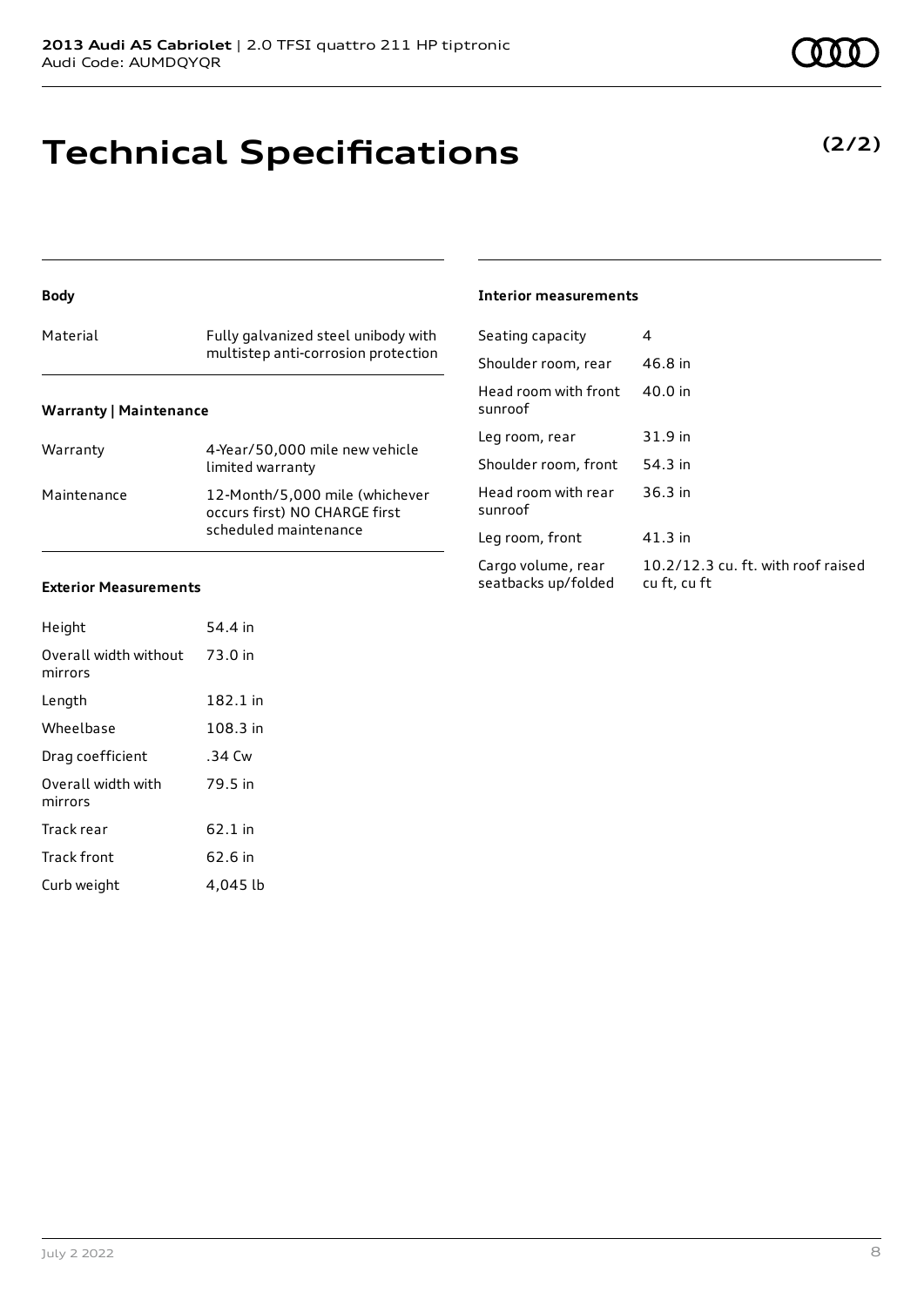**2013 Audi A5 Cabriolet** | 2.0 TFSI quattro 211 HP tiptronic
Audi Code: AUMDQYQR

# Technical Specifications

**(2/2)**

### Body

| | |
|---|---|
| Material | Fully galvanized steel unibody with multistep anti-corrosion protection |

### Warranty | Maintenance

| | |
|---|---|
| Warranty | 4-Year/50,000 mile new vehicle limited warranty |
| Maintenance | 12-Month/5,000 mile (whichever occurs first) NO CHARGE first scheduled maintenance |

### Exterior Measurements

| | |
|---|---|
| Height | 54.4 in |
| Overall width without mirrors | 73.0 in |
| Length | 182.1 in |
| Wheelbase | 108.3 in |
| Drag coefficient | .34 Cw |
| Overall width with mirrors | 79.5 in |
| Track rear | 62.1 in |
| Track front | 62.6 in |
| Curb weight | 4,045 lb |

### Interior measurements

| | |
|---|---|
| Seating capacity | 4 |
| Shoulder room, rear | 46.8 in |
| Head room with front sunroof | 40.0 in |
| Leg room, rear | 31.9 in |
| Shoulder room, front | 54.3 in |
| Head room with rear sunroof | 36.3 in |
| Leg room, front | 41.3 in |
| Cargo volume, rear seatbacks up/folded | 10.2/12.3 cu. ft. with roof raised cu ft, cu ft |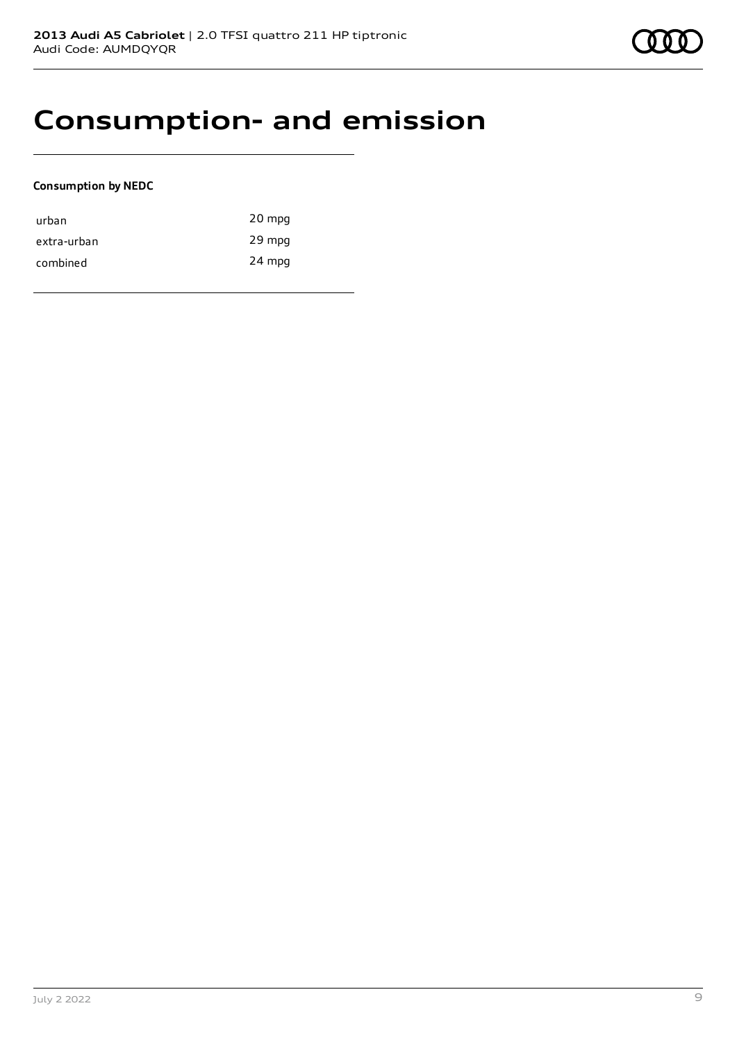# Consumption- and emission

**Consumption by NEDC**

| | |
|---|---|
| urban | 20 mpg |
| extra-urban | 29 mpg |
| combined | 24 mpg |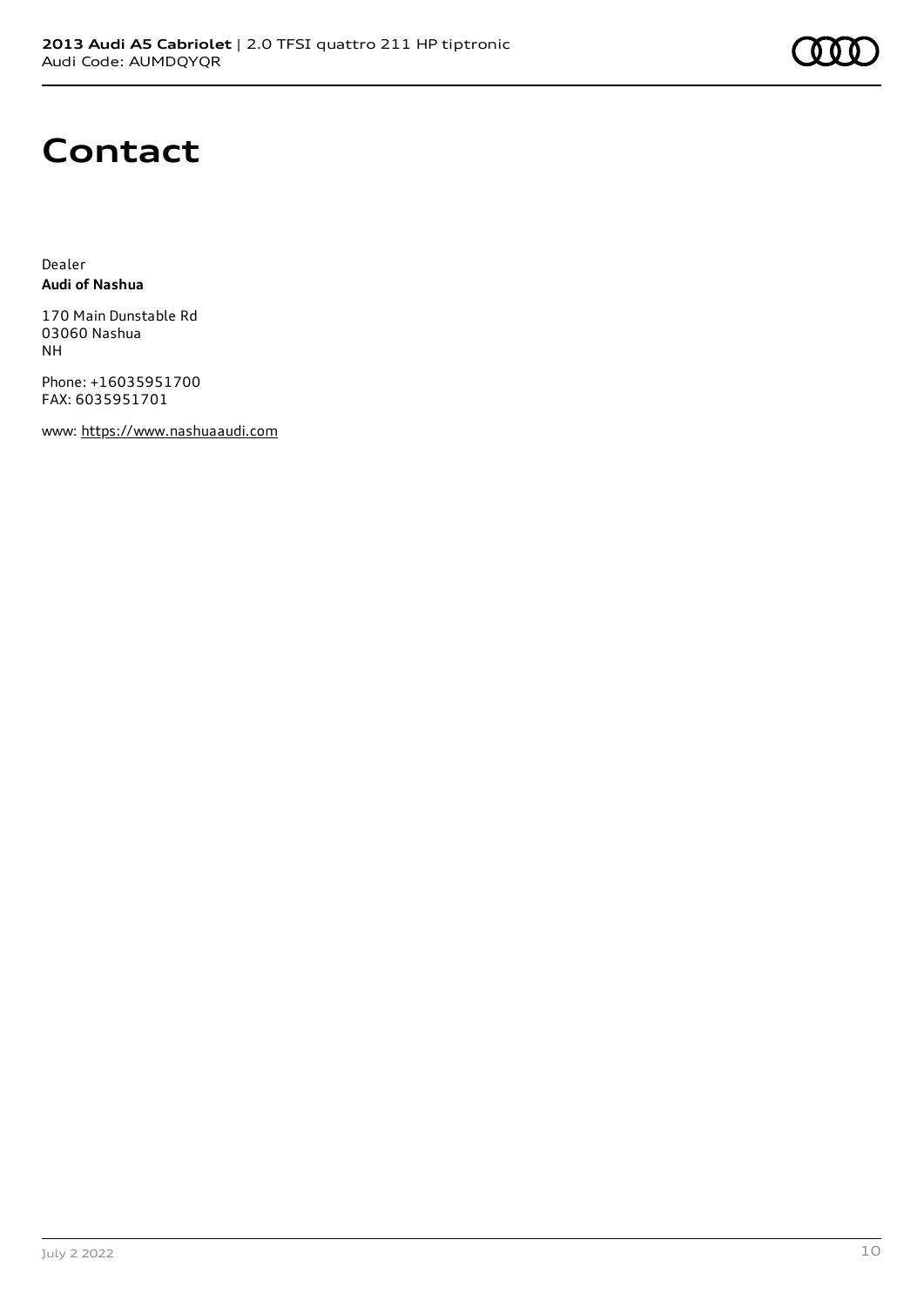# Contact

Dealer
**Audi of Nashua**

170 Main Dunstable Rd
03060 Nashua
NH

Phone: +16035951700
FAX: 6035951701

www: https://www.nashuaaudi.com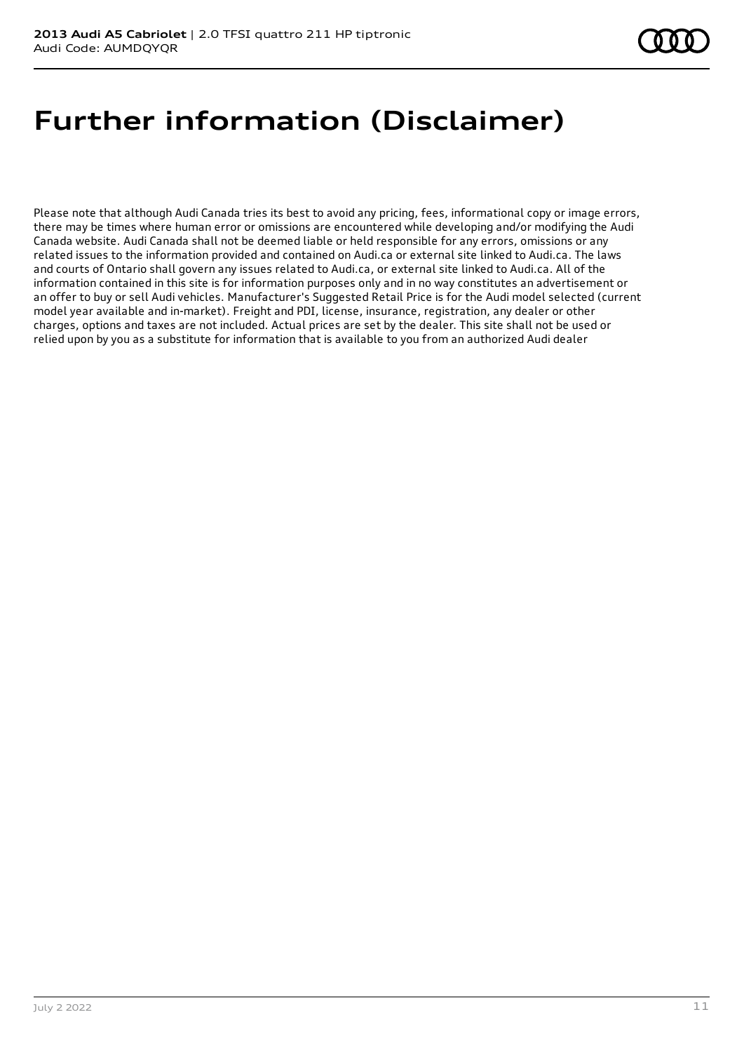# Further information (Disclaimer)

Please note that although Audi Canada tries its best to avoid any pricing, fees, informational copy or image errors, there may be times where human error or omissions are encountered while developing and/or modifying the Audi Canada website. Audi Canada shall not be deemed liable or held responsible for any errors, omissions or any related issues to the information provided and contained on Audi.ca or external site linked to Audi.ca. The laws and courts of Ontario shall govern any issues related to Audi.ca, or external site linked to Audi.ca. All of the information contained in this site is for information purposes only and in no way constitutes an advertisement or an offer to buy or sell Audi vehicles. Manufacturer's Suggested Retail Price is for the Audi model selected (current model year available and in-market). Freight and PDI, license, insurance, registration, any dealer or other charges, options and taxes are not included. Actual prices are set by the dealer. This site shall not be used or relied upon by you as a substitute for information that is available to you from an authorized Audi dealer